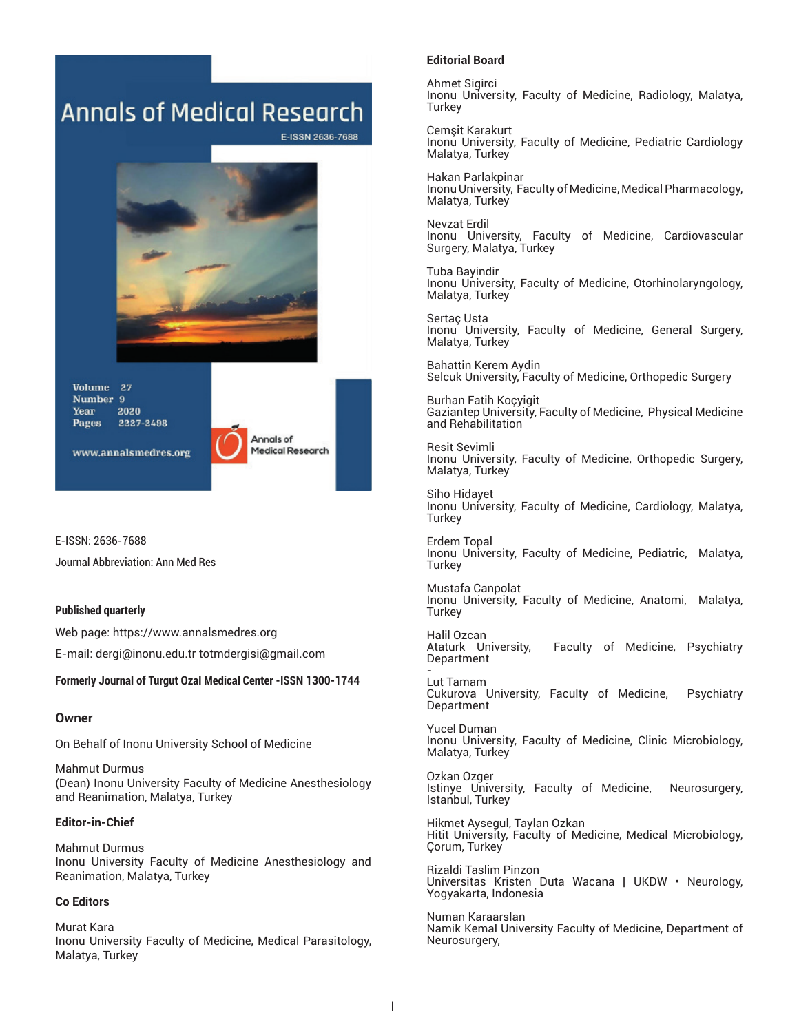E-ISSN: 2636-7688

Journal Abbreviation: Ann Med Res

**Published quarterly**

Web page: https://www.annalsmedres.org

E-mail: dergi@inonu.edu.tr totmdergisi@gmail.com

**Formerly Journal of Turgut Ozal Medical Center -ISSN 1300-1744**

## Owner

On Behalf of Inonu University School of Medicine

Mahmut Durmus
(Dean) Inonu University Faculty of Medicine Anesthesiology and Reanimation, Malatya, Turkey

### Editor-in-Chief

Mahmut Durmus
Inonu University Faculty of Medicine Anesthesiology and Reanimation, Malatya, Turkey

### Co Editors

Murat Kara
Inonu University Faculty of Medicine, Medical Parasitology, Malatya, Turkey

### Editorial Board

Ahmet Sigirci
Inonu University, Faculty of Medicine, Radiology, Malatya, Turkey

Cemşit Karakurt
Inonu University, Faculty of Medicine, Pediatric Cardiology Malatya, Turkey

Hakan Parlakpinar
Inonu University, Faculty of Medicine, Medical Pharmacology, Malatya, Turkey

Nevzat Erdil
Inonu University, Faculty of Medicine, Cardiovascular Surgery, Malatya, Turkey

Tuba Bayindir
Inonu University, Faculty of Medicine, Otorhinolaryngology, Malatya, Turkey

Sertaç Usta
Inonu University, Faculty of Medicine, General Surgery, Malatya, Turkey

Bahattin Kerem Aydin
Selcuk University, Faculty of Medicine, Orthopedic Surgery

Burhan Fatih Koçyigit
Gaziantep University, Faculty of Medicine, Physical Medicine and Rehabilitation

Resit Sevimli
Inonu University, Faculty of Medicine, Orthopedic Surgery, Malatya, Turkey

Siho Hidayet
Inonu University, Faculty of Medicine, Cardiology, Malatya, Turkey

Erdem Topal
Inonu University, Faculty of Medicine, Pediatric, Malatya, Turkey

Mustafa Canpolat
Inonu University, Faculty of Medicine, Anatomi, Malatya, Turkey

Halil Ozcan
Ataturk University, Faculty of Medicine, Psychiatry Department
-

Lut Tamam
Cukurova University, Faculty of Medicine, Psychiatry Department

Yucel Duman
Inonu University, Faculty of Medicine, Clinic Microbiology, Malatya, Turkey

Ozkan Ozger
Istinye University, Faculty of Medicine, Neurosurgery, Istanbul, Turkey

Hikmet Aysegul, Taylan Ozkan
Hitit University, Faculty of Medicine, Medical Microbiology, Çorum, Turkey

Rizaldi Taslim Pinzon
Universitas Kristen Duta Wacana | UKDW • Neurology, Yogyakarta, Indonesia

Numan Karaarslan
Namik Kemal University Faculty of Medicine, Department of Neurosurgery,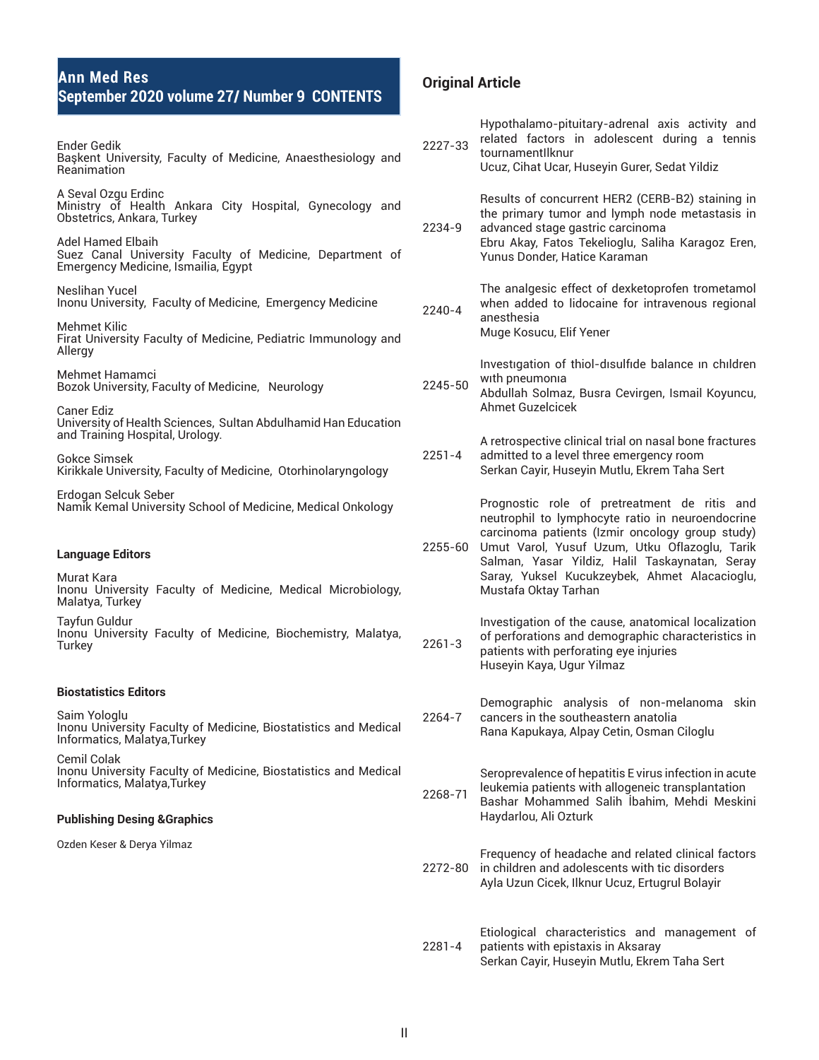## Ann Med Res
## September 2020 volume 27/ Number 9 CONTENTS

Ender Gedik
Başkent University, Faculty of Medicine, Anaesthesiology and Reanimation

A Seval Ozgu Erdinc
Ministry of Health Ankara City Hospital, Gynecology and Obstetrics, Ankara, Turkey

Adel Hamed Elbaih
Suez Canal University Faculty of Medicine, Department of Emergency Medicine, Ismailia, Egypt

Neslihan Yucel
Inonu University, Faculty of Medicine, Emergency Medicine

Mehmet Kilic
Firat University Faculty of Medicine, Pediatric Immunology and Allergy

Mehmet Hamamci
Bozok University, Faculty of Medicine, Neurology

Caner Ediz
University of Health Sciences, Sultan Abdulhamid Han Education and Training Hospital, Urology.

Gokce Simsek
Kirikkale University, Faculty of Medicine, Otorhinolaryngology

Erdogan Selcuk Seber
Namik Kemal University School of Medicine, Medical Onkology

**Language Editors**

Murat Kara
Inonu University Faculty of Medicine, Medical Microbiology, Malatya, Turkey

Tayfun Guldur
Inonu University Faculty of Medicine, Biochemistry, Malatya, Turkey

**Biostatistics Editors**

Saim Yologlu
Inonu University Faculty of Medicine, Biostatistics and Medical Informatics, Malatya,Turkey

Cemil Colak
Inonu University Faculty of Medicine, Biostatistics and Medical Informatics, Malatya,Turkey

**Publishing Desing &Graphics**

Ozden Keser & Derya Yilmaz

## Original Article

2227-33 Hypothalamo-pituitary-adrenal axis activity and related factors in adolescent during a tennis tournamentIlknur
Ucuz, Cihat Ucar, Huseyin Gurer, Sedat Yildiz

2234-9 Results of concurrent HER2 (CERB-B2) staining in the primary tumor and lymph node metastasis in advanced stage gastric carcinoma
Ebru Akay, Fatos Tekelioglu, Saliha Karagoz Eren, Yunus Donder, Hatice Karaman

2240-4 The analgesic effect of dexketoprofen trometamol when added to lidocaine for intravenous regional anesthesia
Muge Kosucu, Elif Yener

2245-50 Investıgation of thiol-dısulfıde balance ın chıldren wıth pneumonıa
Abdullah Solmaz, Busra Cevirgen, Ismail Koyuncu, Ahmet Guzelcicek

2251-4 A retrospective clinical trial on nasal bone fractures admitted to a level three emergency room
Serkan Cayir, Huseyin Mutlu, Ekrem Taha Sert

2255-60 Prognostic role of pretreatment de ritis and neutrophil to lymphocyte ratio in neuroendocrine carcinoma patients (Izmir oncology group study)
Umut Varol, Yusuf Uzum, Utku Oflazoglu, Tarik Salman, Yasar Yildiz, Halil Taskaynatan, Seray Saray, Yuksel Kucukzeybek, Ahmet Alacacioglu, Mustafa Oktay Tarhan

2261-3 Investigation of the cause, anatomical localization of perforations and demographic characteristics in patients with perforating eye injuries
Huseyin Kaya, Ugur Yilmaz

2264-7 Demographic analysis of non-melanoma skin cancers in the southeastern anatolia
Rana Kapukaya, Alpay Cetin, Osman Ciloglu

2268-71 Seroprevalence of hepatitis E virus infection in acute leukemia patients with allogeneic transplantation
Bashar Mohammed Salih İbahim, Mehdi Meskini Haydarlou, Ali Ozturk

2272-80 Frequency of headache and related clinical factors in children and adolescents with tic disorders
Ayla Uzun Cicek, Ilknur Ucuz, Ertugrul Bolayir

2281-4 Etiological characteristics and management of patients with epistaxis in Aksaray
Serkan Cayir, Huseyin Mutlu, Ekrem Taha Sert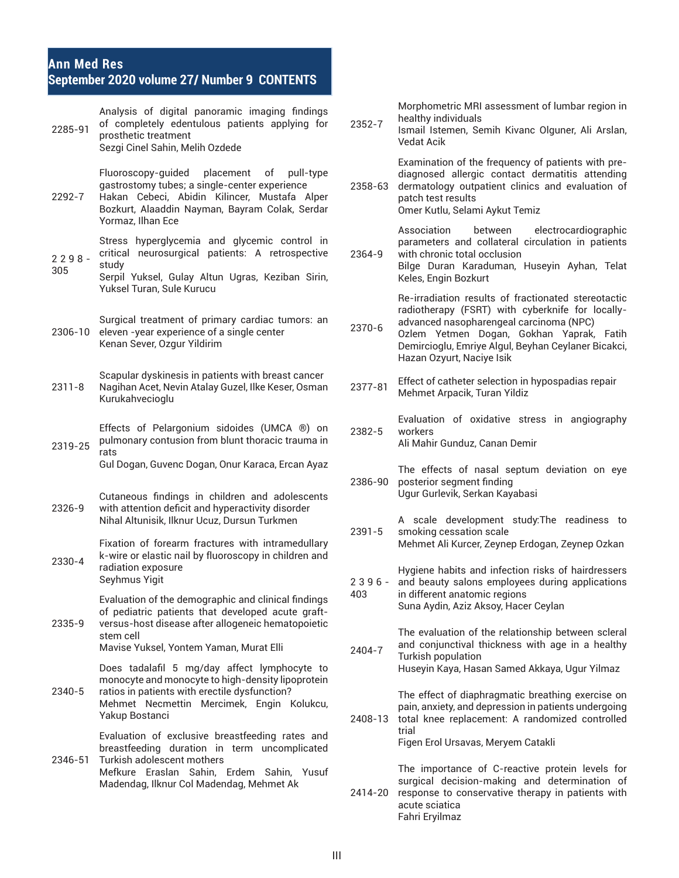## Ann Med Res
## September 2020 volume 27/ Number 9 CONTENTS

| | |
|---|---|
| 2285-91 | Analysis of digital panoramic imaging findings of completely edentulous patients applying for prosthetic treatment<br>Sezgi Cinel Sahin, Melih Ozdede |
| 2292-7 | Fluoroscopy-guided placement of pull-type gastrostomy tubes; a single-center experience<br>Hakan Cebeci, Abidin Kilincer, Mustafa Alper Bozkurt, Alaaddin Nayman, Bayram Colak, Serdar Yormaz, Ilhan Ece |
| 2298-305 | Stress hyperglycemia and glycemic control in critical neurosurgical patients: A retrospective study<br>Serpil Yuksel, Gulay Altun Ugras, Keziban Sirin, Yuksel Turan, Sule Kurucu |
| 2306-10 | Surgical treatment of primary cardiac tumors: an eleven -year experience of a single center<br>Kenan Sever, Ozgur Yildirim |
| 2311-8 | Scapular dyskinesis in patients with breast cancer<br>Nagihan Acet, Nevin Atalay Guzel, Ilke Keser, Osman Kurukahvecioglu |
| 2319-25 | Effects of Pelargonium sidoides (UMCA ®) on pulmonary contusion from blunt thoracic trauma in rats<br>Gul Dogan, Guvenc Dogan, Onur Karaca, Ercan Ayaz |
| 2326-9 | Cutaneous findings in children and adolescents with attention deficit and hyperactivity disorder<br>Nihal Altunisik, Ilknur Ucuz, Dursun Turkmen |
| 2330-4 | Fixation of forearm fractures with intramedullary k-wire or elastic nail by fluoroscopy in children and radiation exposure<br>Seyhmus Yigit |
| 2335-9 | Evaluation of the demographic and clinical findings of pediatric patients that developed acute graft-versus-host disease after allogeneic hematopoietic stem cell<br>Mavise Yuksel, Yontem Yaman, Murat Elli |
| 2340-5 | Does tadalafil 5 mg/day affect lymphocyte to monocyte and monocyte to high-density lipoprotein ratios in patients with erectile dysfunction?<br>Mehmet Necmettin Mercimek, Engin Kolukcu, Yakup Bostanci |
| 2346-51 | Evaluation of exclusive breastfeeding rates and breastfeeding duration in term uncomplicated Turkish adolescent mothers<br>Mefkure Eraslan Sahin, Erdem Sahin, Yusuf Madendag, Ilknur Col Madendag, Mehmet Ak |
| 2352-7 | Morphometric MRI assessment of lumbar region in healthy individuals<br>Ismail Istemen, Semih Kivanc Olguner, Ali Arslan, Vedat Acik |
| 2358-63 | Examination of the frequency of patients with pre-diagnosed allergic contact dermatitis attending dermatology outpatient clinics and evaluation of patch test results<br>Omer Kutlu, Selami Aykut Temiz |
| 2364-9 | Association between electrocardiographic parameters and collateral circulation in patients with chronic total occlusion<br>Bilge Duran Karaduman, Huseyin Ayhan, Telat Keles, Engin Bozkurt |
| 2370-6 | Re-irradiation results of fractionated stereotactic radiotherapy (FSRT) with cyberknife for locally-advanced nasopharengeal carcinoma (NPC)<br>Ozlem Yetmen Dogan, Gokhan Yaprak, Fatih Demircioglu, Emriye Algul, Beyhan Ceylaner Bicakci, Hazan Ozyurt, Naciye Isik |
| 2377-81 | Effect of catheter selection in hypospadias repair<br>Mehmet Arpacik, Turan Yildiz |
| 2382-5 | Evaluation of oxidative stress in angiography workers<br>Ali Mahir Gunduz, Canan Demir |
| 2386-90 | The effects of nasal septum deviation on eye posterior segment finding<br>Ugur Gurlevik, Serkan Kayabasi |
| 2391-5 | A scale development study:The readiness to smoking cessation scale<br>Mehmet Ali Kurcer, Zeynep Erdogan, Zeynep Ozkan |
| 2396-403 | Hygiene habits and infection risks of hairdressers and beauty salons employees during applications in different anatomic regions<br>Suna Aydin, Aziz Aksoy, Hacer Ceylan |
| 2404-7 | The evaluation of the relationship between scleral and conjunctival thickness with age in a healthy Turkish population<br>Huseyin Kaya, Hasan Samed Akkaya, Ugur Yilmaz |
| 2408-13 | The effect of diaphragmatic breathing exercise on pain, anxiety, and depression in patients undergoing total knee replacement: A randomized controlled trial<br>Figen Erol Ursavas, Meryem Catakli |
| 2414-20 | The importance of C-reactive protein levels for surgical decision-making and determination of response to conservative therapy in patients with acute sciatica<br>Fahri Eryilmaz |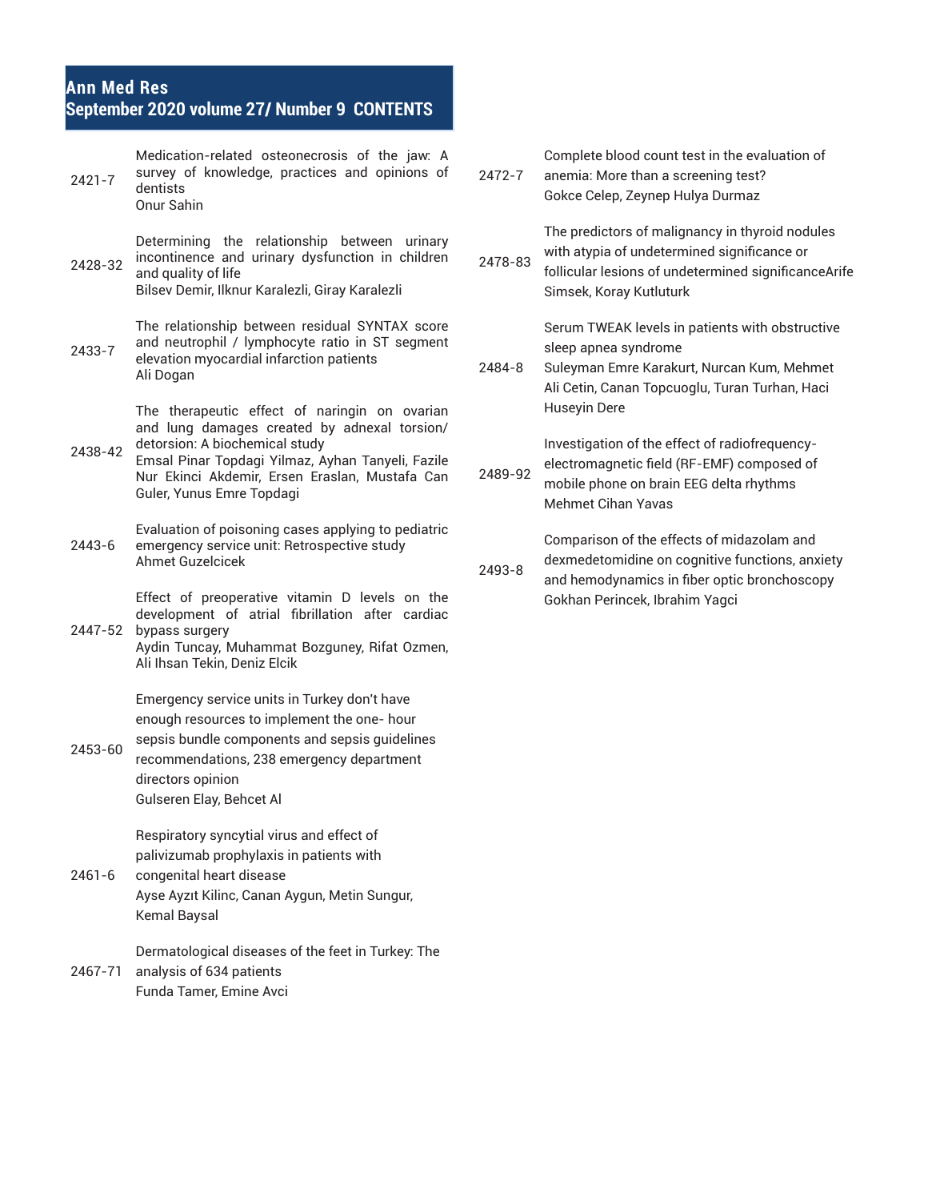# Ann Med Res
## September 2020 volume 27/ Number 9 CONTENTS

2421-7 Medication-related osteonecrosis of the jaw: A survey of knowledge, practices and opinions of dentists
Onur Sahin

2428-32 Determining the relationship between urinary incontinence and urinary dysfunction in children and quality of life
Bilsev Demir, Ilknur Karalezli, Giray Karalezli

2433-7 The relationship between residual SYNTAX score and neutrophil / lymphocyte ratio in ST segment elevation myocardial infarction patients
Ali Dogan

2438-42 The therapeutic effect of naringin on ovarian and lung damages created by adnexal torsion/ detorsion: A biochemical study
Emsal Pinar Topdagi Yilmaz, Ayhan Tanyeli, Fazile Nur Ekinci Akdemir, Ersen Eraslan, Mustafa Can Guler, Yunus Emre Topdagi

2443-6 Evaluation of poisoning cases applying to pediatric emergency service unit: Retrospective study
Ahmet Guzelcicek

2447-52 Effect of preoperative vitamin D levels on the development of atrial fibrillation after cardiac bypass surgery
Aydin Tuncay, Muhammat Bozguney, Rifat Ozmen, Ali Ihsan Tekin, Deniz Elcik

2453-60 Emergency service units in Turkey don't have enough resources to implement the one- hour sepsis bundle components and sepsis guidelines recommendations, 238 emergency department directors opinion
Gulseren Elay, Behcet Al

2461-6 Respiratory syncytial virus and effect of palivizumab prophylaxis in patients with congenital heart disease
Ayse Ayzıt Kilinc, Canan Aygun, Metin Sungur, Kemal Baysal

2467-71 Dermatological diseases of the feet in Turkey: The analysis of 634 patients
Funda Tamer, Emine Avci

2472-7 Complete blood count test in the evaluation of anemia: More than a screening test?
Gokce Celep, Zeynep Hulya Durmaz

2478-83 The predictors of malignancy in thyroid nodules with atypia of undetermined significance or follicular lesions of undetermined significanceArife Simsek, Koray Kutluturk

2484-8 Serum TWEAK levels in patients with obstructive sleep apnea syndrome
Suleyman Emre Karakurt, Nurcan Kum, Mehmet Ali Cetin, Canan Topcuoglu, Turan Turhan, Haci Huseyin Dere

2489-92 Investigation of the effect of radiofrequency-electromagnetic field (RF-EMF) composed of mobile phone on brain EEG delta rhythms
Mehmet Cihan Yavas

2493-8 Comparison of the effects of midazolam and dexmedetomidine on cognitive functions, anxiety and hemodynamics in fiber optic bronchoscopy
Gokhan Perincek, Ibrahim Yagci